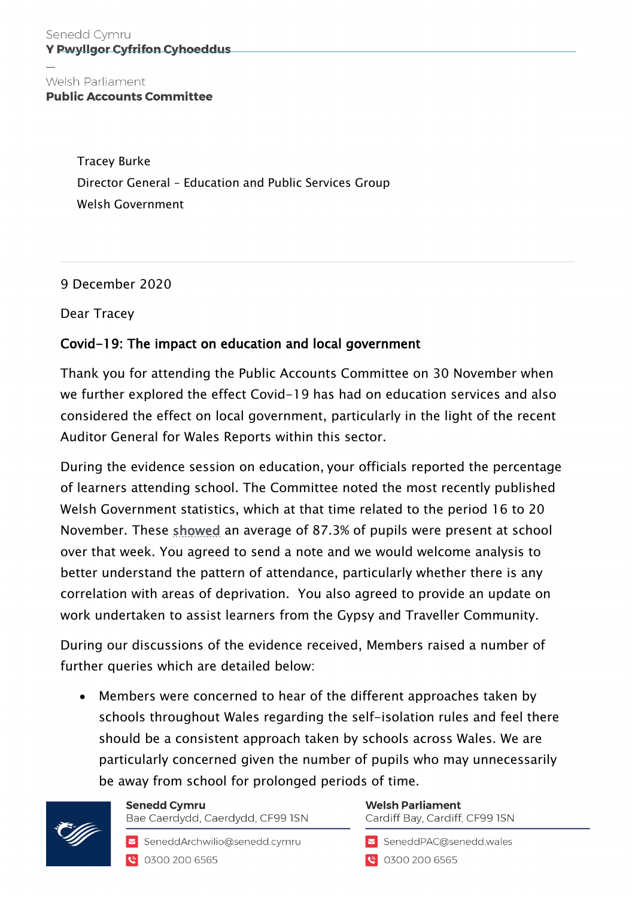Senedd Cymru
**Y Pwyllgor Cyfrifon Cyhoeddus**

—

Welsh Parliament
**Public Accounts Committee**

Tracey Burke
Director General – Education and Public Services Group
Welsh Government

9 December 2020

Dear Tracey

**Covid-19: The impact on education and local government**

Thank you for attending the Public Accounts Committee on 30 November when we further explored the effect Covid-19 has had on education services and also considered the effect on local government, particularly in the light of the recent Auditor General for Wales Reports within this sector.

During the evidence session on education, your officials reported the percentage of learners attending school. The Committee noted the most recently published Welsh Government statistics, which at that time related to the period 16 to 20 November. These showed an average of 87.3% of pupils were present at school over that week. You agreed to send a note and we would welcome analysis to better understand the pattern of attendance, particularly whether there is any correlation with areas of deprivation. You also agreed to provide an update on work undertaken to assist learners from the Gypsy and Traveller Community.

During our discussions of the evidence received, Members raised a number of further queries which are detailed below:

- Members were concerned to hear of the different approaches taken by schools throughout Wales regarding the self-isolation rules and feel there should be a consistent approach taken by schools across Wales. We are particularly concerned given the number of pupils who may unnecessarily be away from school for prolonged periods of time.

**Senedd Cymru**
Bae Caerdydd, Caerdydd, CF99 1SN
SeneddArchwilio@senedd.cymru
0300 200 6565

**Welsh Parliament**
Cardiff Bay, Cardiff, CF99 1SN
SeneddPAC@senedd.wales
0300 200 6565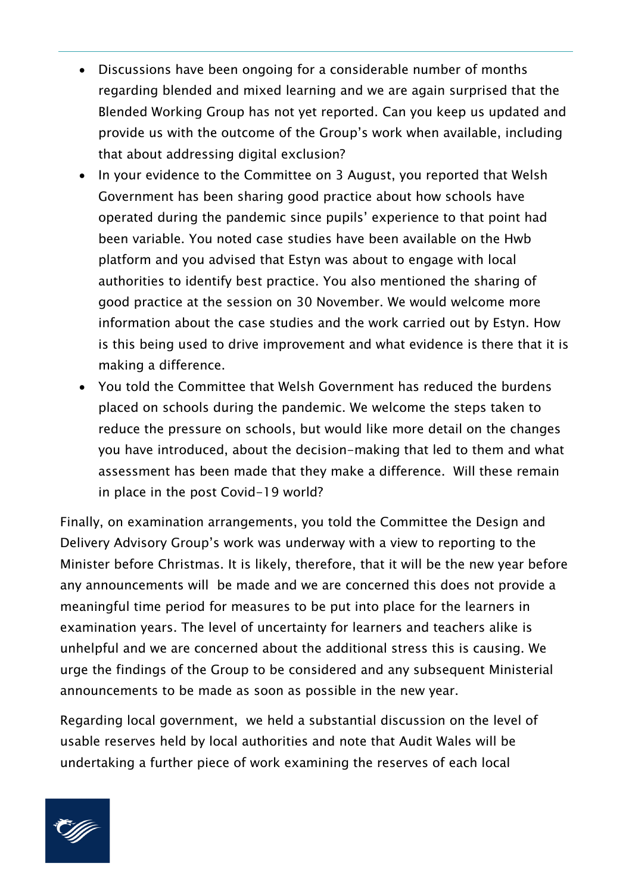- Discussions have been ongoing for a considerable number of months regarding blended and mixed learning and we are again surprised that the Blended Working Group has not yet reported. Can you keep us updated and provide us with the outcome of the Group's work when available, including that about addressing digital exclusion?
- In your evidence to the Committee on 3 August, you reported that Welsh Government has been sharing good practice about how schools have operated during the pandemic since pupils' experience to that point had been variable. You noted case studies have been available on the Hwb platform and you advised that Estyn was about to engage with local authorities to identify best practice. You also mentioned the sharing of good practice at the session on 30 November. We would welcome more information about the case studies and the work carried out by Estyn. How is this being used to drive improvement and what evidence is there that it is making a difference.
- You told the Committee that Welsh Government has reduced the burdens placed on schools during the pandemic. We welcome the steps taken to reduce the pressure on schools, but would like more detail on the changes you have introduced, about the decision-making that led to them and what assessment has been made that they make a difference. Will these remain in place in the post Covid-19 world?

Finally, on examination arrangements, you told the Committee the Design and Delivery Advisory Group's work was underway with a view to reporting to the Minister before Christmas. It is likely, therefore, that it will be the new year before any announcements will be made and we are concerned this does not provide a meaningful time period for measures to be put into place for the learners in examination years. The level of uncertainty for learners and teachers alike is unhelpful and we are concerned about the additional stress this is causing. We urge the findings of the Group to be considered and any subsequent Ministerial announcements to be made as soon as possible in the new year.

Regarding local government, we held a substantial discussion on the level of usable reserves held by local authorities and note that Audit Wales will be undertaking a further piece of work examining the reserves of each local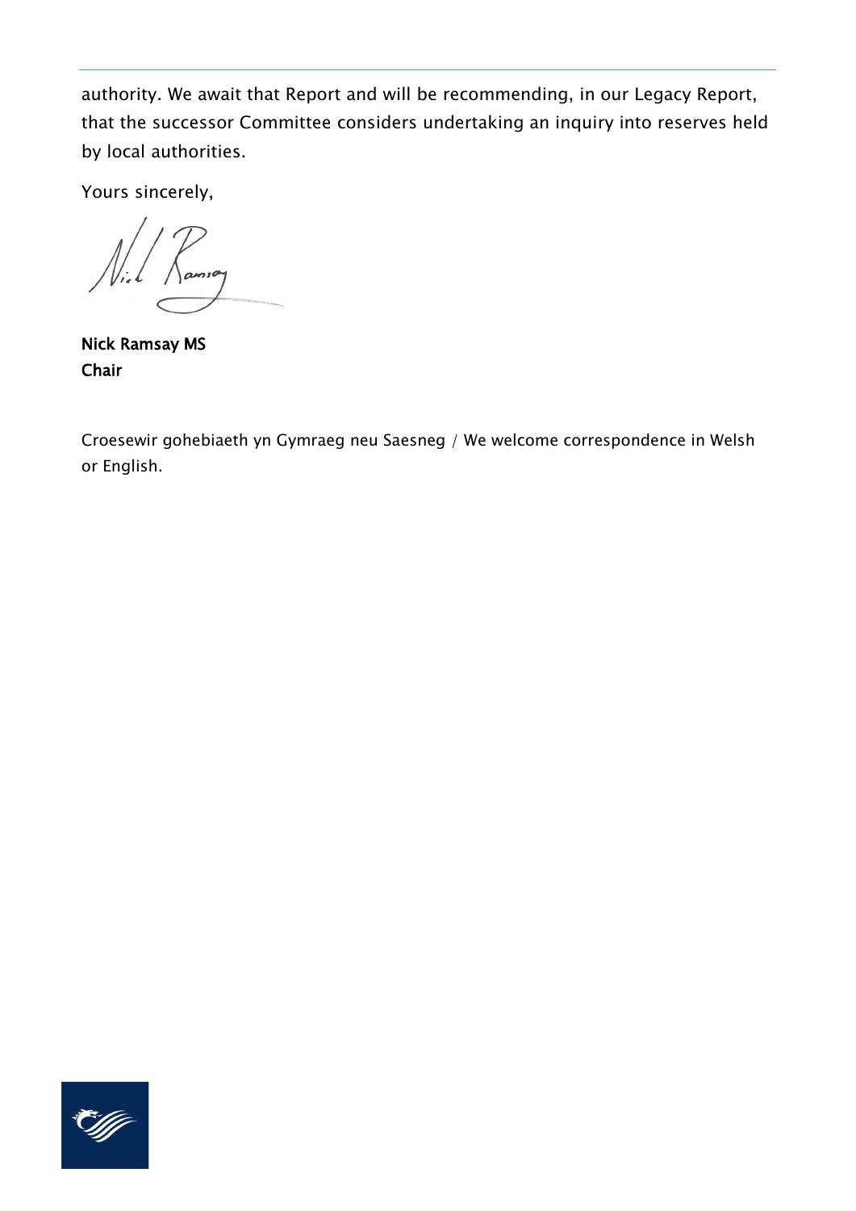authority. We await that Report and will be recommending, in our Legacy Report, that the successor Committee considers undertaking an inquiry into reserves held by local authorities.

Yours sincerely,

**Nick Ramsay MS**
**Chair**

Croesewir gohebiaeth yn Gymraeg neu Saesneg / We welcome correspondence in Welsh or English.